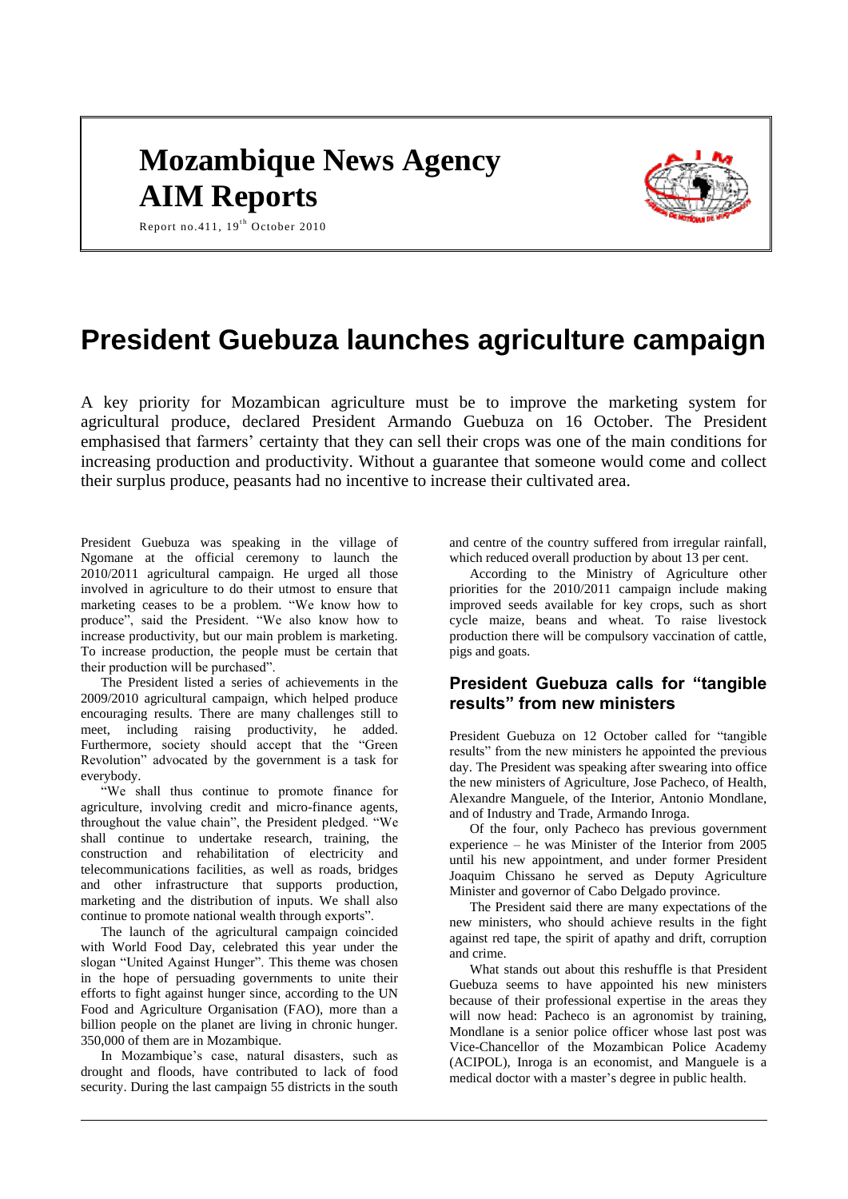# Mozambique News Agency
# AIM Reports

Report no.411, 19th October 2010

# President Guebuza launches agriculture campaign

A key priority for Mozambican agriculture must be to improve the marketing system for agricultural produce, declared President Armando Guebuza on 16 October. The President emphasised that farmers' certainty that they can sell their crops was one of the main conditions for increasing production and productivity. Without a guarantee that someone would come and collect their surplus produce, peasants had no incentive to increase their cultivated area.

President Guebuza was speaking in the village of Ngomane at the official ceremony to launch the 2010/2011 agricultural campaign. He urged all those involved in agriculture to do their utmost to ensure that marketing ceases to be a problem. "We know how to produce", said the President. "We also know how to increase productivity, but our main problem is marketing. To increase production, the people must be certain that their production will be purchased".

The President listed a series of achievements in the 2009/2010 agricultural campaign, which helped produce encouraging results. There are many challenges still to meet, including raising productivity, he added. Furthermore, society should accept that the "Green Revolution" advocated by the government is a task for everybody.

"We shall thus continue to promote finance for agriculture, involving credit and micro-finance agents, throughout the value chain", the President pledged. "We shall continue to undertake research, training, the construction and rehabilitation of electricity and telecommunications facilities, as well as roads, bridges and other infrastructure that supports production, marketing and the distribution of inputs. We shall also continue to promote national wealth through exports".

The launch of the agricultural campaign coincided with World Food Day, celebrated this year under the slogan "United Against Hunger". This theme was chosen in the hope of persuading governments to unite their efforts to fight against hunger since, according to the UN Food and Agriculture Organisation (FAO), more than a billion people on the planet are living in chronic hunger. 350,000 of them are in Mozambique.

In Mozambique's case, natural disasters, such as drought and floods, have contributed to lack of food security. During the last campaign 55 districts in the south and centre of the country suffered from irregular rainfall, which reduced overall production by about 13 per cent.

According to the Ministry of Agriculture other priorities for the 2010/2011 campaign include making improved seeds available for key crops, such as short cycle maize, beans and wheat. To raise livestock production there will be compulsory vaccination of cattle, pigs and goats.

## President Guebuza calls for "tangible results" from new ministers

President Guebuza on 12 October called for "tangible results" from the new ministers he appointed the previous day. The President was speaking after swearing into office the new ministers of Agriculture, Jose Pacheco, of Health, Alexandre Manguele, of the Interior, Antonio Mondlane, and of Industry and Trade, Armando Inroga.

Of the four, only Pacheco has previous government experience – he was Minister of the Interior from 2005 until his new appointment, and under former President Joaquim Chissano he served as Deputy Agriculture Minister and governor of Cabo Delgado province.

The President said there are many expectations of the new ministers, who should achieve results in the fight against red tape, the spirit of apathy and drift, corruption and crime.

What stands out about this reshuffle is that President Guebuza seems to have appointed his new ministers because of their professional expertise in the areas they will now head: Pacheco is an agronomist by training, Mondlane is a senior police officer whose last post was Vice-Chancellor of the Mozambican Police Academy (ACIPOL), Inroga is an economist, and Manguele is a medical doctor with a master's degree in public health.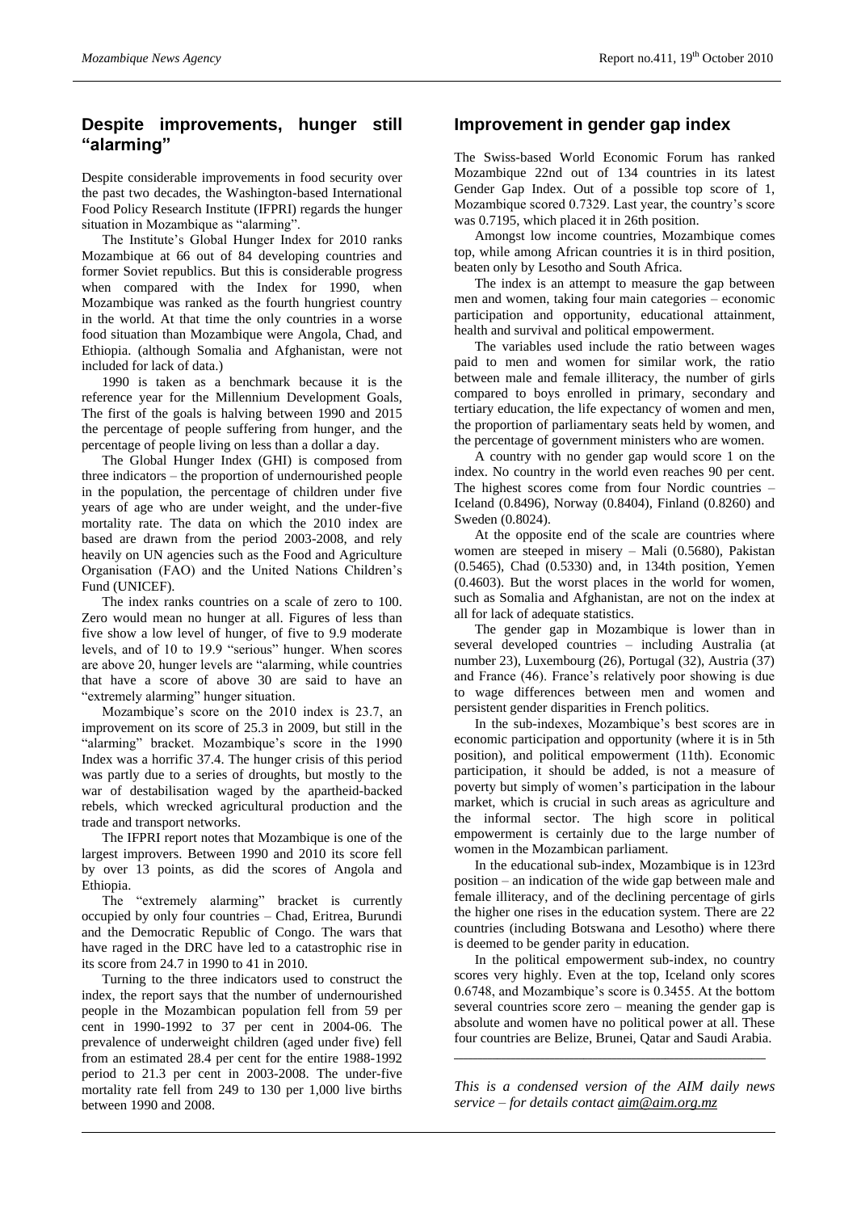## Despite improvements, hunger still "alarming"

Despite considerable improvements in food security over the past two decades, the Washington-based International Food Policy Research Institute (IFPRI) regards the hunger situation in Mozambique as "alarming".

The Institute's Global Hunger Index for 2010 ranks Mozambique at 66 out of 84 developing countries and former Soviet republics. But this is considerable progress when compared with the Index for 1990, when Mozambique was ranked as the fourth hungriest country in the world. At that time the only countries in a worse food situation than Mozambique were Angola, Chad, and Ethiopia. (although Somalia and Afghanistan, were not included for lack of data.)

1990 is taken as a benchmark because it is the reference year for the Millennium Development Goals, The first of the goals is halving between 1990 and 2015 the percentage of people suffering from hunger, and the percentage of people living on less than a dollar a day.

The Global Hunger Index (GHI) is composed from three indicators – the proportion of undernourished people in the population, the percentage of children under five years of age who are under weight, and the under-five mortality rate. The data on which the 2010 index are based are drawn from the period 2003-2008, and rely heavily on UN agencies such as the Food and Agriculture Organisation (FAO) and the United Nations Children's Fund (UNICEF).

The index ranks countries on a scale of zero to 100. Zero would mean no hunger at all. Figures of less than five show a low level of hunger, of five to 9.9 moderate levels, and of 10 to 19.9 "serious" hunger. When scores are above 20, hunger levels are "alarming, while countries that have a score of above 30 are said to have an "extremely alarming" hunger situation.

Mozambique's score on the 2010 index is 23.7, an improvement on its score of 25.3 in 2009, but still in the "alarming" bracket. Mozambique's score in the 1990 Index was a horrific 37.4. The hunger crisis of this period was partly due to a series of droughts, but mostly to the war of destabilisation waged by the apartheid-backed rebels, which wrecked agricultural production and the trade and transport networks.

The IFPRI report notes that Mozambique is one of the largest improvers. Between 1990 and 2010 its score fell by over 13 points, as did the scores of Angola and Ethiopia.

The "extremely alarming" bracket is currently occupied by only four countries – Chad, Eritrea, Burundi and the Democratic Republic of Congo. The wars that have raged in the DRC have led to a catastrophic rise in its score from 24.7 in 1990 to 41 in 2010.

Turning to the three indicators used to construct the index, the report says that the number of undernourished people in the Mozambican population fell from 59 per cent in 1990-1992 to 37 per cent in 2004-06. The prevalence of underweight children (aged under five) fell from an estimated 28.4 per cent for the entire 1988-1992 period to 21.3 per cent in 2003-2008. The under-five mortality rate fell from 249 to 130 per 1,000 live births between 1990 and 2008.

## Improvement in gender gap index

The Swiss-based World Economic Forum has ranked Mozambique 22nd out of 134 countries in its latest Gender Gap Index. Out of a possible top score of 1, Mozambique scored 0.7329. Last year, the country's score was 0.7195, which placed it in 26th position.

Amongst low income countries, Mozambique comes top, while among African countries it is in third position, beaten only by Lesotho and South Africa.

The index is an attempt to measure the gap between men and women, taking four main categories – economic participation and opportunity, educational attainment, health and survival and political empowerment.

The variables used include the ratio between wages paid to men and women for similar work, the ratio between male and female illiteracy, the number of girls compared to boys enrolled in primary, secondary and tertiary education, the life expectancy of women and men, the proportion of parliamentary seats held by women, and the percentage of government ministers who are women.

A country with no gender gap would score 1 on the index. No country in the world even reaches 90 per cent. The highest scores come from four Nordic countries – Iceland (0.8496), Norway (0.8404), Finland (0.8260) and Sweden (0.8024).

At the opposite end of the scale are countries where women are steeped in misery – Mali (0.5680), Pakistan (0.5465), Chad (0.5330) and, in 134th position, Yemen (0.4603). But the worst places in the world for women, such as Somalia and Afghanistan, are not on the index at all for lack of adequate statistics.

The gender gap in Mozambique is lower than in several developed countries – including Australia (at number 23), Luxembourg (26), Portugal (32), Austria (37) and France (46). France's relatively poor showing is due to wage differences between men and women and persistent gender disparities in French politics.

In the sub-indexes, Mozambique's best scores are in economic participation and opportunity (where it is in 5th position), and political empowerment (11th). Economic participation, it should be added, is not a measure of poverty but simply of women's participation in the labour market, which is crucial in such areas as agriculture and the informal sector. The high score in political empowerment is certainly due to the large number of women in the Mozambican parliament.

In the educational sub-index, Mozambique is in 123rd position – an indication of the wide gap between male and female illiteracy, and of the declining percentage of girls the higher one rises in the education system. There are 22 countries (including Botswana and Lesotho) where there is deemed to be gender parity in education.

In the political empowerment sub-index, no country scores very highly. Even at the top, Iceland only scores 0.6748, and Mozambique's score is 0.3455. At the bottom several countries score zero – meaning the gender gap is absolute and women have no political power at all. These four countries are Belize, Brunei, Qatar and Saudi Arabia.

---

*This is a condensed version of the AIM daily news service – for details contact aim@aim.org.mz*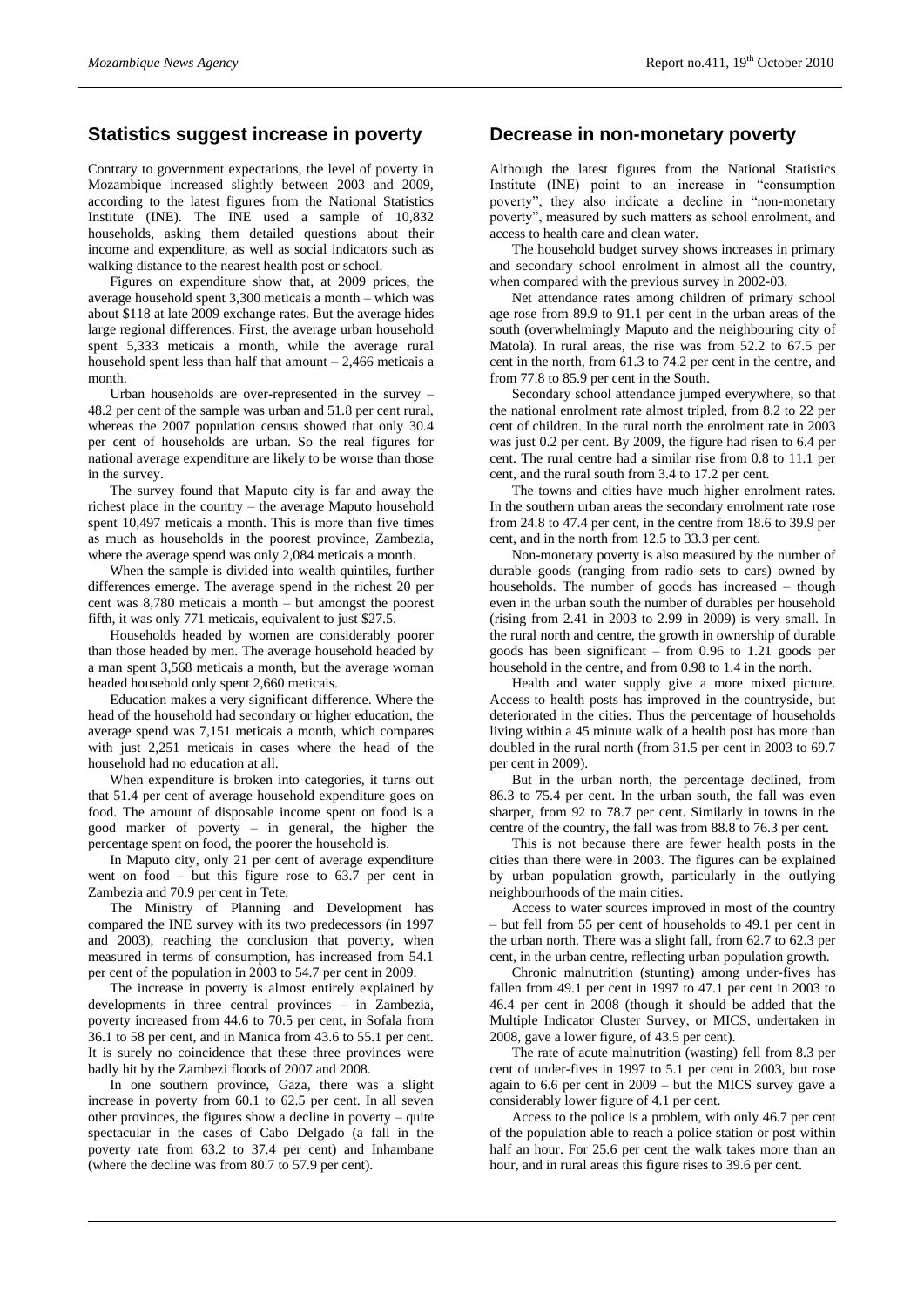## Statistics suggest increase in poverty

Contrary to government expectations, the level of poverty in Mozambique increased slightly between 2003 and 2009, according to the latest figures from the National Statistics Institute (INE). The INE used a sample of 10,832 households, asking them detailed questions about their income and expenditure, as well as social indicators such as walking distance to the nearest health post or school.

Figures on expenditure show that, at 2009 prices, the average household spent 3,300 meticais a month – which was about $118 at late 2009 exchange rates. But the average hides large regional differences. First, the average urban household spent 5,333 meticais a month, while the average rural household spent less than half that amount – 2,466 meticais a month.

Urban households are over-represented in the survey – 48.2 per cent of the sample was urban and 51.8 per cent rural, whereas the 2007 population census showed that only 30.4 per cent of households are urban. So the real figures for national average expenditure are likely to be worse than those in the survey.

The survey found that Maputo city is far and away the richest place in the country – the average Maputo household spent 10,497 meticais a month. This is more than five times as much as households in the poorest province, Zambezia, where the average spend was only 2,084 meticais a month.

When the sample is divided into wealth quintiles, further differences emerge. The average spend in the richest 20 per cent was 8,780 meticais a month – but amongst the poorest fifth, it was only 771 meticais, equivalent to just $27.5.

Households headed by women are considerably poorer than those headed by men. The average household headed by a man spent 3,568 meticais a month, but the average woman headed household only spent 2,660 meticais.

Education makes a very significant difference. Where the head of the household had secondary or higher education, the average spend was 7,151 meticais a month, which compares with just 2,251 meticais in cases where the head of the household had no education at all.

When expenditure is broken into categories, it turns out that 51.4 per cent of average household expenditure goes on food. The amount of disposable income spent on food is a good marker of poverty – in general, the higher the percentage spent on food, the poorer the household is.

In Maputo city, only 21 per cent of average expenditure went on food – but this figure rose to 63.7 per cent in Zambezia and 70.9 per cent in Tete.

The Ministry of Planning and Development has compared the INE survey with its two predecessors (in 1997 and 2003), reaching the conclusion that poverty, when measured in terms of consumption, has increased from 54.1 per cent of the population in 2003 to 54.7 per cent in 2009.

The increase in poverty is almost entirely explained by developments in three central provinces – in Zambezia, poverty increased from 44.6 to 70.5 per cent, in Sofala from 36.1 to 58 per cent, and in Manica from 43.6 to 55.1 per cent. It is surely no coincidence that these three provinces were badly hit by the Zambezi floods of 2007 and 2008.

In one southern province, Gaza, there was a slight increase in poverty from 60.1 to 62.5 per cent. In all seven other provinces, the figures show a decline in poverty – quite spectacular in the cases of Cabo Delgado (a fall in the poverty rate from 63.2 to 37.4 per cent) and Inhambane (where the decline was from 80.7 to 57.9 per cent).

## Decrease in non-monetary poverty

Although the latest figures from the National Statistics Institute (INE) point to an increase in "consumption poverty", they also indicate a decline in "non-monetary poverty", measured by such matters as school enrolment, and access to health care and clean water.

The household budget survey shows increases in primary and secondary school enrolment in almost all the country, when compared with the previous survey in 2002-03.

Net attendance rates among children of primary school age rose from 89.9 to 91.1 per cent in the urban areas of the south (overwhelmingly Maputo and the neighbouring city of Matola). In rural areas, the rise was from 52.2 to 67.5 per cent in the north, from 61.3 to 74.2 per cent in the centre, and from 77.8 to 85.9 per cent in the South.

Secondary school attendance jumped everywhere, so that the national enrolment rate almost tripled, from 8.2 to 22 per cent of children. In the rural north the enrolment rate in 2003 was just 0.2 per cent. By 2009, the figure had risen to 6.4 per cent. The rural centre had a similar rise from 0.8 to 11.1 per cent, and the rural south from 3.4 to 17.2 per cent.

The towns and cities have much higher enrolment rates. In the southern urban areas the secondary enrolment rate rose from 24.8 to 47.4 per cent, in the centre from 18.6 to 39.9 per cent, and in the north from 12.5 to 33.3 per cent.

Non-monetary poverty is also measured by the number of durable goods (ranging from radio sets to cars) owned by households. The number of goods has increased – though even in the urban south the number of durables per household (rising from 2.41 in 2003 to 2.99 in 2009) is very small. In the rural north and centre, the growth in ownership of durable goods has been significant – from 0.96 to 1.21 goods per household in the centre, and from 0.98 to 1.4 in the north.

Health and water supply give a more mixed picture. Access to health posts has improved in the countryside, but deteriorated in the cities. Thus the percentage of households living within a 45 minute walk of a health post has more than doubled in the rural north (from 31.5 per cent in 2003 to 69.7 per cent in 2009).

But in the urban north, the percentage declined, from 86.3 to 75.4 per cent. In the urban south, the fall was even sharper, from 92 to 78.7 per cent. Similarly in towns in the centre of the country, the fall was from 88.8 to 76.3 per cent.

This is not because there are fewer health posts in the cities than there were in 2003. The figures can be explained by urban population growth, particularly in the outlying neighbourhoods of the main cities.

Access to water sources improved in most of the country – but fell from 55 per cent of households to 49.1 per cent in the urban north. There was a slight fall, from 62.7 to 62.3 per cent, in the urban centre, reflecting urban population growth.

Chronic malnutrition (stunting) among under-fives has fallen from 49.1 per cent in 1997 to 47.1 per cent in 2003 to 46.4 per cent in 2008 (though it should be added that the Multiple Indicator Cluster Survey, or MICS, undertaken in 2008, gave a lower figure, of 43.5 per cent).

The rate of acute malnutrition (wasting) fell from 8.3 per cent of under-fives in 1997 to 5.1 per cent in 2003, but rose again to 6.6 per cent in 2009 – but the MICS survey gave a considerably lower figure of 4.1 per cent.

Access to the police is a problem, with only 46.7 per cent of the population able to reach a police station or post within half an hour. For 25.6 per cent the walk takes more than an hour, and in rural areas this figure rises to 39.6 per cent.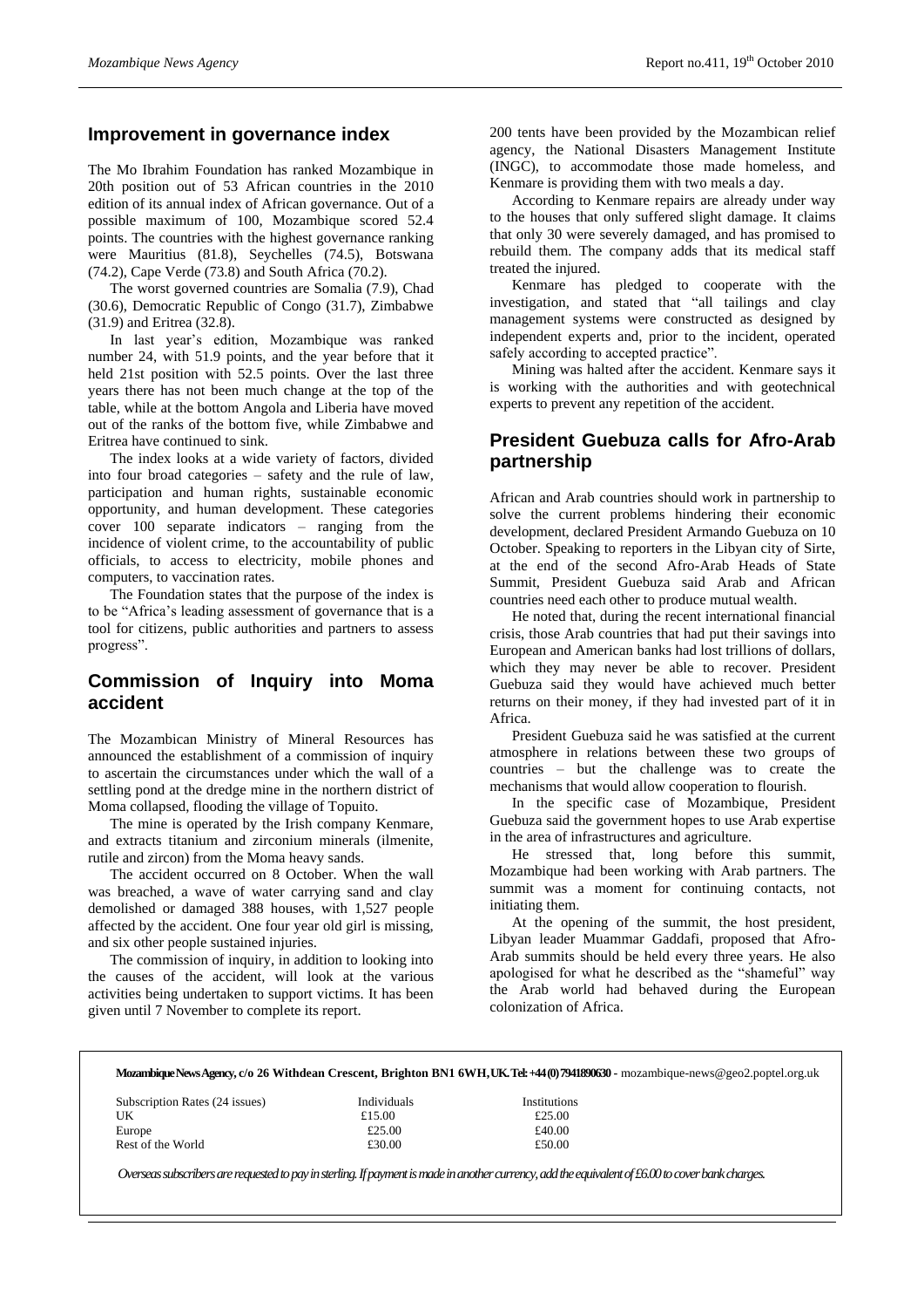## Improvement in governance index

The Mo Ibrahim Foundation has ranked Mozambique in 20th position out of 53 African countries in the 2010 edition of its annual index of African governance. Out of a possible maximum of 100, Mozambique scored 52.4 points. The countries with the highest governance ranking were Mauritius (81.8), Seychelles (74.5), Botswana (74.2), Cape Verde (73.8) and South Africa (70.2).

The worst governed countries are Somalia (7.9), Chad (30.6), Democratic Republic of Congo (31.7), Zimbabwe (31.9) and Eritrea (32.8).

In last year's edition, Mozambique was ranked number 24, with 51.9 points, and the year before that it held 21st position with 52.5 points. Over the last three years there has not been much change at the top of the table, while at the bottom Angola and Liberia have moved out of the ranks of the bottom five, while Zimbabwe and Eritrea have continued to sink.

The index looks at a wide variety of factors, divided into four broad categories – safety and the rule of law, participation and human rights, sustainable economic opportunity, and human development. These categories cover 100 separate indicators – ranging from the incidence of violent crime, to the accountability of public officials, to access to electricity, mobile phones and computers, to vaccination rates.

The Foundation states that the purpose of the index is to be "Africa's leading assessment of governance that is a tool for citizens, public authorities and partners to assess progress".

## Commission of Inquiry into Moma accident

The Mozambican Ministry of Mineral Resources has announced the establishment of a commission of inquiry to ascertain the circumstances under which the wall of a settling pond at the dredge mine in the northern district of Moma collapsed, flooding the village of Topuito.

The mine is operated by the Irish company Kenmare, and extracts titanium and zirconium minerals (ilmenite, rutile and zircon) from the Moma heavy sands.

The accident occurred on 8 October. When the wall was breached, a wave of water carrying sand and clay demolished or damaged 388 houses, with 1,527 people affected by the accident. One four year old girl is missing, and six other people sustained injuries.

The commission of inquiry, in addition to looking into the causes of the accident, will look at the various activities being undertaken to support victims. It has been given until 7 November to complete its report.

200 tents have been provided by the Mozambican relief agency, the National Disasters Management Institute (INGC), to accommodate those made homeless, and Kenmare is providing them with two meals a day.

According to Kenmare repairs are already under way to the houses that only suffered slight damage. It claims that only 30 were severely damaged, and has promised to rebuild them. The company adds that its medical staff treated the injured.

Kenmare has pledged to cooperate with the investigation, and stated that "all tailings and clay management systems were constructed as designed by independent experts and, prior to the incident, operated safely according to accepted practice".

Mining was halted after the accident. Kenmare says it is working with the authorities and with geotechnical experts to prevent any repetition of the accident.

## President Guebuza calls for Afro-Arab partnership

African and Arab countries should work in partnership to solve the current problems hindering their economic development, declared President Armando Guebuza on 10 October. Speaking to reporters in the Libyan city of Sirte, at the end of the second Afro-Arab Heads of State Summit, President Guebuza said Arab and African countries need each other to produce mutual wealth.

He noted that, during the recent international financial crisis, those Arab countries that had put their savings into European and American banks had lost trillions of dollars, which they may never be able to recover. President Guebuza said they would have achieved much better returns on their money, if they had invested part of it in Africa.

President Guebuza said he was satisfied at the current atmosphere in relations between these two groups of countries – but the challenge was to create the mechanisms that would allow cooperation to flourish.

In the specific case of Mozambique, President Guebuza said the government hopes to use Arab expertise in the area of infrastructures and agriculture.

He stressed that, long before this summit, Mozambique had been working with Arab partners. The summit was a moment for continuing contacts, not initiating them.

At the opening of the summit, the host president, Libyan leader Muammar Gaddafi, proposed that Afro-Arab summits should be held every three years. He also apologised for what he described as the "shameful" way the Arab world had behaved during the European colonization of Africa.

---

**Mozambique News Agency, c/o 26 Withdean Crescent, Brighton BN1 6WH, UK. Tel: +44 (0) 7941890630 -** mozambique-news@geo2.poptel.org.uk

| Subscription Rates (24 issues) | Individuals | Institutions |
|---|---|---|
| UK | £15.00 | £25.00 |
| Europe | £25.00 | £40.00 |
| Rest of the World | £30.00 | £50.00 |

*Overseas subscribers are requested to pay in sterling. If payment is made in another currency, add the equivalent of £6.00 to cover bank charges.*